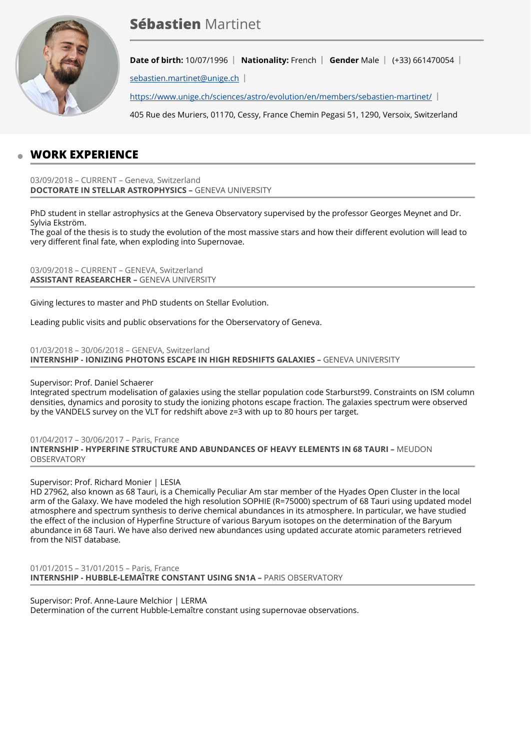# **Sébastien** Martinet

**Date of birth:** 10/07/1996 | **Nationality:** French | **Gender** Male | (+33) 661470054 |

sebastien.martinet@unige.ch |

https://www.unige.ch/sciences/astro/evolution/en/members/sebastien-martinet/ |

405 Rue des Muriers, 01170, Cessy, France Chemin Pegasi 51, 1290, Versoix, Switzerland

## WORK EXPERIENCE

03/09/2018 – CURRENT – Geneva, Switzerland
**DOCTORATE IN STELLAR ASTROPHYSICS –** GENEVA UNIVERSITY

PhD student in stellar astrophysics at the Geneva Observatory supervised by the professor Georges Meynet and Dr. Sylvia Ekström.
The goal of the thesis is to study the evolution of the most massive stars and how their different evolution will lead to very different final fate, when exploding into Supernovae.

03/09/2018 – CURRENT – GENEVA, Switzerland
**ASSISTANT REASEARCHER –** GENEVA UNIVERSITY

Giving lectures to master and PhD students on Stellar Evolution.

Leading public visits and public observations for the Oberservatory of Geneva.

01/03/2018 – 30/06/2018 – GENEVA, Switzerland
**INTERNSHIP - IONIZING PHOTONS ESCAPE IN HIGH REDSHIFTS GALAXIES –** GENEVA UNIVERSITY

Supervisor: Prof. Daniel Schaerer
Integrated spectrum modelisation of galaxies using the stellar population code Starburst99. Constraints on ISM column densities, dynamics and porosity to study the ionizing photons escape fraction. The galaxies spectrum were observed by the VANDELS survey on the VLT for redshift above z=3 with up to 80 hours per target.

01/04/2017 – 30/06/2017 – Paris, France
**INTERNSHIP - HYPERFINE STRUCTURE AND ABUNDANCES OF HEAVY ELEMENTS IN 68 TAURI –** MEUDON OBSERVATORY

Supervisor: Prof. Richard Monier | LESIA
HD 27962, also known as 68 Tauri, is a Chemically Peculiar Am star member of the Hyades Open Cluster in the local arm of the Galaxy. We have modeled the high resolution SOPHIE (R=75000) spectrum of 68 Tauri using updated model atmosphere and spectrum synthesis to derive chemical abundances in its atmosphere. In particular, we have studied the effect of the inclusion of Hyperfine Structure of various Baryum isotopes on the determination of the Baryum abundance in 68 Tauri. We have also derived new abundances using updated accurate atomic parameters retrieved from the NIST database.

01/01/2015 – 31/01/2015 – Paris, France
**INTERNSHIP - HUBBLE-LEMAÎTRE CONSTANT USING SN1A –** PARIS OBSERVATORY

Supervisor: Prof. Anne-Laure Melchior | LERMA
Determination of the current Hubble-Lemaître constant using supernovae observations.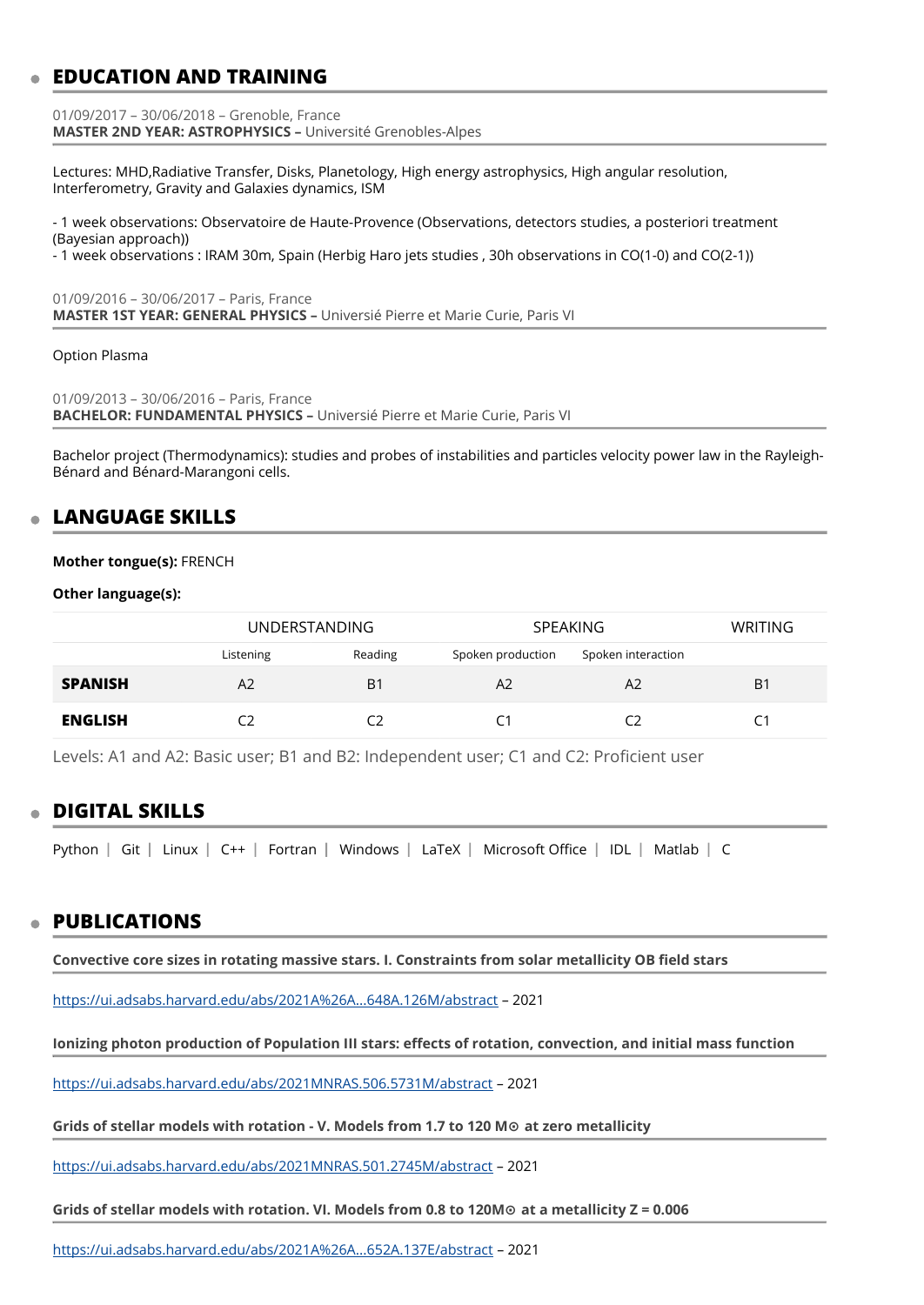## EDUCATION AND TRAINING

01/09/2017 – 30/06/2018 – Grenoble, France
**MASTER 2ND YEAR: ASTROPHYSICS –** Université Grenobles-Alpes

Lectures: MHD,Radiative Transfer, Disks, Planetology, High energy astrophysics, High angular resolution, Interferometry, Gravity and Galaxies dynamics, ISM

- 1 week observations: Observatoire de Haute-Provence (Observations, detectors studies, a posteriori treatment (Bayesian approach))
- 1 week observations : IRAM 30m, Spain (Herbig Haro jets studies , 30h observations in CO(1-0) and CO(2-1))

01/09/2016 – 30/06/2017 – Paris, France
**MASTER 1ST YEAR: GENERAL PHYSICS –** Universié Pierre et Marie Curie, Paris VI

Option Plasma

01/09/2013 – 30/06/2016 – Paris, France
**BACHELOR: FUNDAMENTAL PHYSICS –** Universié Pierre et Marie Curie, Paris VI

Bachelor project (Thermodynamics): studies and probes of instabilities and particles velocity power law in the Rayleigh-Bénard and Bénard-Marangoni cells.

## LANGUAGE SKILLS

**Mother tongue(s):** FRENCH

**Other language(s):**

| | UNDERSTANDING | | SPEAKING | | WRITING |
|---|---|---|---|---|---|
| | Listening | Reading | Spoken production | Spoken interaction | |
| **SPANISH** | A2 | B1 | A2 | A2 | B1 |
| **ENGLISH** | C2 | C2 | C1 | C2 | C1 |

Levels: A1 and A2: Basic user; B1 and B2: Independent user; C1 and C2: Proficient user

## DIGITAL SKILLS

Python | Git | Linux | C++ | Fortran | Windows | LaTeX | Microsoft Office | IDL | Matlab | C

## PUBLICATIONS

**Convective core sizes in rotating massive stars. I. Constraints from solar metallicity OB field stars**

https://ui.adsabs.harvard.edu/abs/2021A%26A...648A.126M/abstract – 2021

**Ionizing photon production of Population III stars: effects of rotation, convection, and initial mass function**

https://ui.adsabs.harvard.edu/abs/2021MNRAS.506.5731M/abstract – 2021

**Grids of stellar models with rotation - V. Models from 1.7 to 120 M⊙ at zero metallicity**

https://ui.adsabs.harvard.edu/abs/2021MNRAS.501.2745M/abstract – 2021

**Grids of stellar models with rotation. VI. Models from 0.8 to 120M⊙ at a metallicity Z = 0.006**

https://ui.adsabs.harvard.edu/abs/2021A%26A...652A.137E/abstract – 2021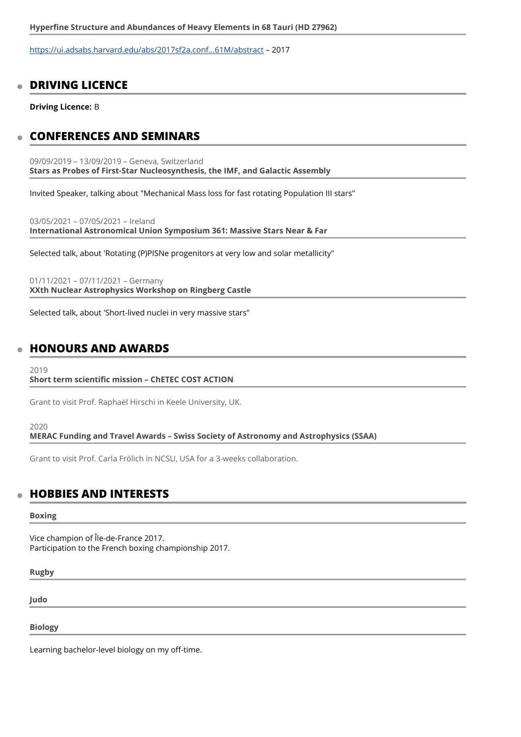**Hyperfine Structure and Abundances of Heavy Elements in 68 Tauri (HD 27962)**

[https://ui.adsabs.harvard.edu/abs/2017sf2a.conf...61M/abstract](https://ui.adsabs.harvard.edu/abs/2017sf2a.conf...61M/abstract) – 2017

## DRIVING LICENCE

**Driving Licence:** B

## CONFERENCES AND SEMINARS

09/09/2019 – 13/09/2019 – Geneva, Switzerland
**Stars as Probes of First-Star Nucleosynthesis, the IMF, and Galactic Assembly**

Invited Speaker, talking about "Mechanical Mass loss for fast rotating Population III stars"

03/05/2021 – 07/05/2021 – Ireland
**International Astronomical Union Symposium 361: Massive Stars Near & Far**

Selected talk, about 'Rotating (P)PISNe progenitors at very low and solar metallicity"

01/11/2021 – 07/11/2021 – Germany
**XXth Nuclear Astrophysics Workshop on Ringberg Castle**

Selected talk, about 'Short-lived nuclei in very massive stars"

## HONOURS AND AWARDS

2019
**Short term scientific mission – ChETEC COST ACTION**

Grant to visit Prof. Raphaël Hirschi in Keele University, UK.

2020
**MERAC Funding and Travel Awards – Swiss Society of Astronomy and Astrophysics (SSAA)**

Grant to visit Prof. Carla Frölich in NCSU, USA for a 3-weeks collaboration.

## HOBBIES AND INTERESTS

**Boxing**

Vice champion of Île-de-France 2017.
Participation to the French boxing championship 2017.

**Rugby**

**Judo**

**Biology**

Learning bachelor-level biology on my off-time.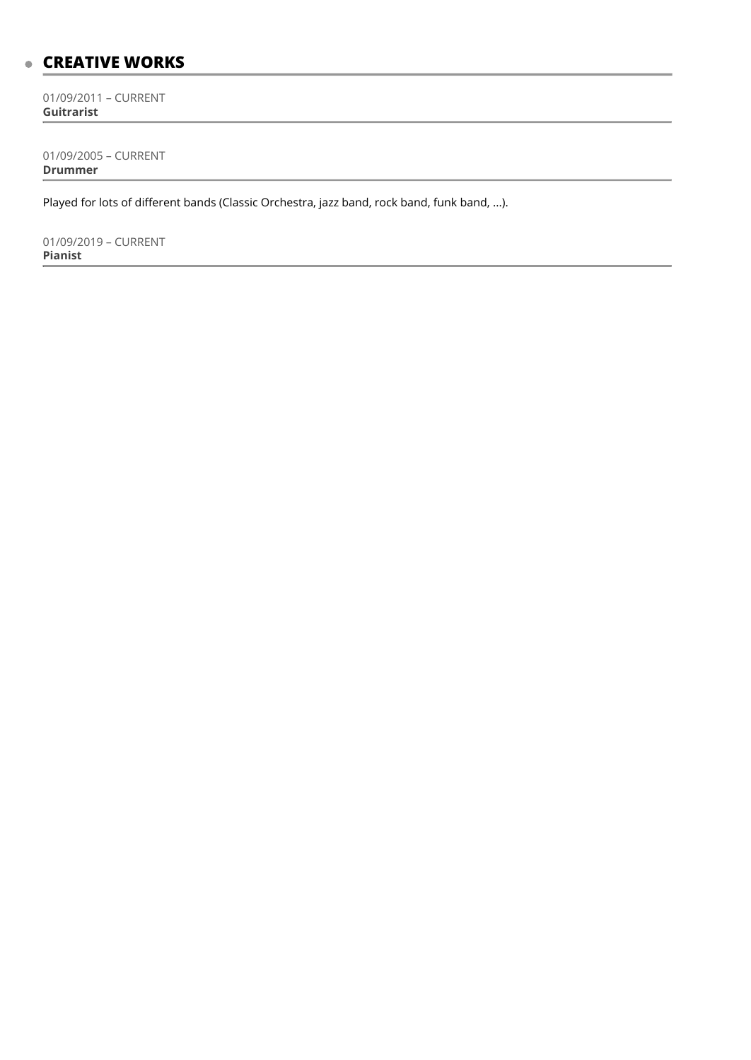## CREATIVE WORKS

01/09/2011 – CURRENT
**Guitrarist**

---

01/09/2005 – CURRENT
**Drummer**

---

Played for lots of different bands (Classic Orchestra, jazz band, rock band, funk band, ...).

01/09/2019 – CURRENT
**Pianist**

---